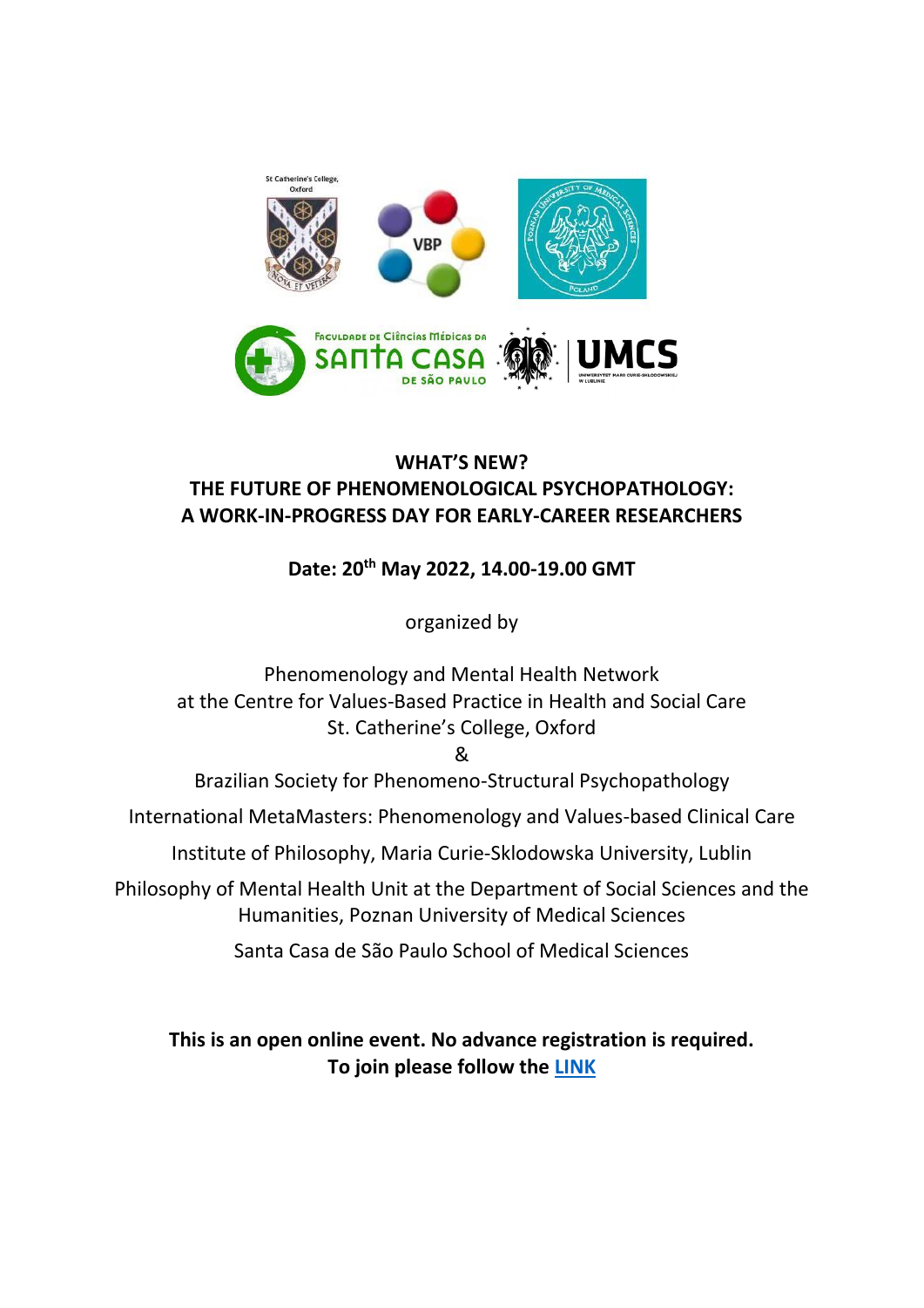**WHAT'S NEW?**
**THE FUTURE OF PHENOMENOLOGICAL PSYCHOPATHOLOGY:**
**A WORK-IN-PROGRESS DAY FOR EARLY-CAREER RESEARCHERS**

**Date: 20th May 2022, 14.00-19.00 GMT**

organized by

Phenomenology and Mental Health Network
at the Centre for Values-Based Practice in Health and Social Care
St. Catherine's College, Oxford
&
Brazilian Society for Phenomeno-Structural Psychopathology

International MetaMasters: Phenomenology and Values-based Clinical Care

Institute of Philosophy, Maria Curie-Sklodowska University, Lublin

Philosophy of Mental Health Unit at the Department of Social Sciences and the Humanities, Poznan University of Medical Sciences

Santa Casa de São Paulo School of Medical Sciences

**This is an open online event. No advance registration is required.**
**To join please follow the LINK**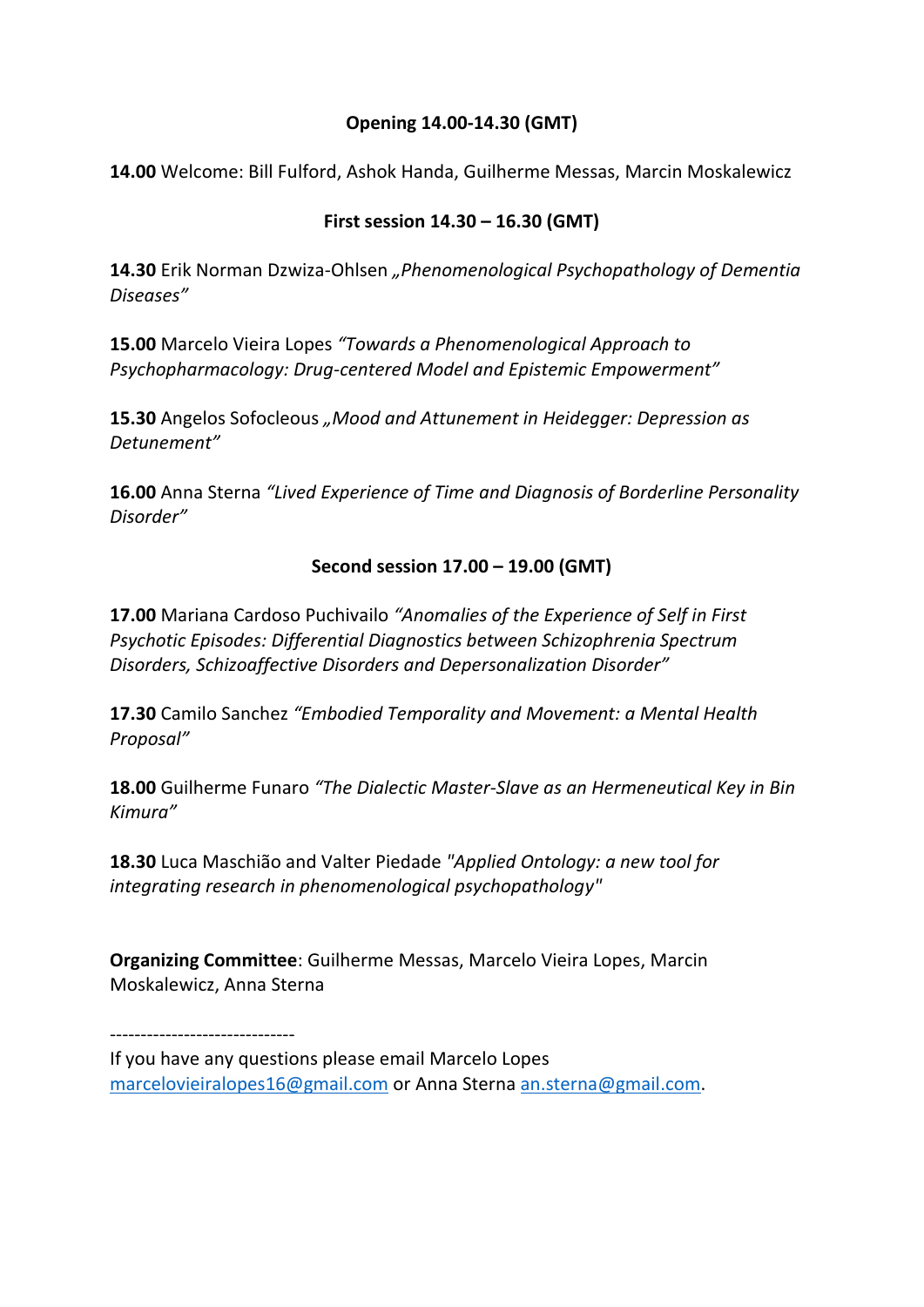**Opening 14.00-14.30 (GMT)**

**14.00** Welcome: Bill Fulford, Ashok Handa, Guilherme Messas, Marcin Moskalewicz

**First session 14.30 – 16.30 (GMT)**

**14.30** Erik Norman Dzwiza-Ohlsen *„Phenomenological Psychopathology of Dementia Diseases"*

**15.00** Marcelo Vieira Lopes *"Towards a Phenomenological Approach to Psychopharmacology: Drug-centered Model and Epistemic Empowerment"*

**15.30** Angelos Sofocleous *„Mood and Attunement in Heidegger: Depression as Detunement"*

**16.00** Anna Sterna *"Lived Experience of Time and Diagnosis of Borderline Personality Disorder"*

**Second session 17.00 – 19.00 (GMT)**

**17.00** Mariana Cardoso Puchivailo *"Anomalies of the Experience of Self in First Psychotic Episodes: Differential Diagnostics between Schizophrenia Spectrum Disorders, Schizoaffective Disorders and Depersonalization Disorder"*

**17.30** Camilo Sanchez *"Embodied Temporality and Movement: a Mental Health Proposal"*

**18.00** Guilherme Funaro *"The Dialectic Master-Slave as an Hermeneutical Key in Bin Kimura"*

**18.30** Luca Maschião and Valter Piedade *"Applied Ontology: a new tool for integrating research in phenomenological psychopathology"*

**Organizing Committee**: Guilherme Messas, Marcelo Vieira Lopes, Marcin Moskalewicz, Anna Sterna

------------------------------

If you have any questions please email Marcelo Lopes marcelovieiralopes16@gmail.com or Anna Sterna an.sterna@gmail.com.